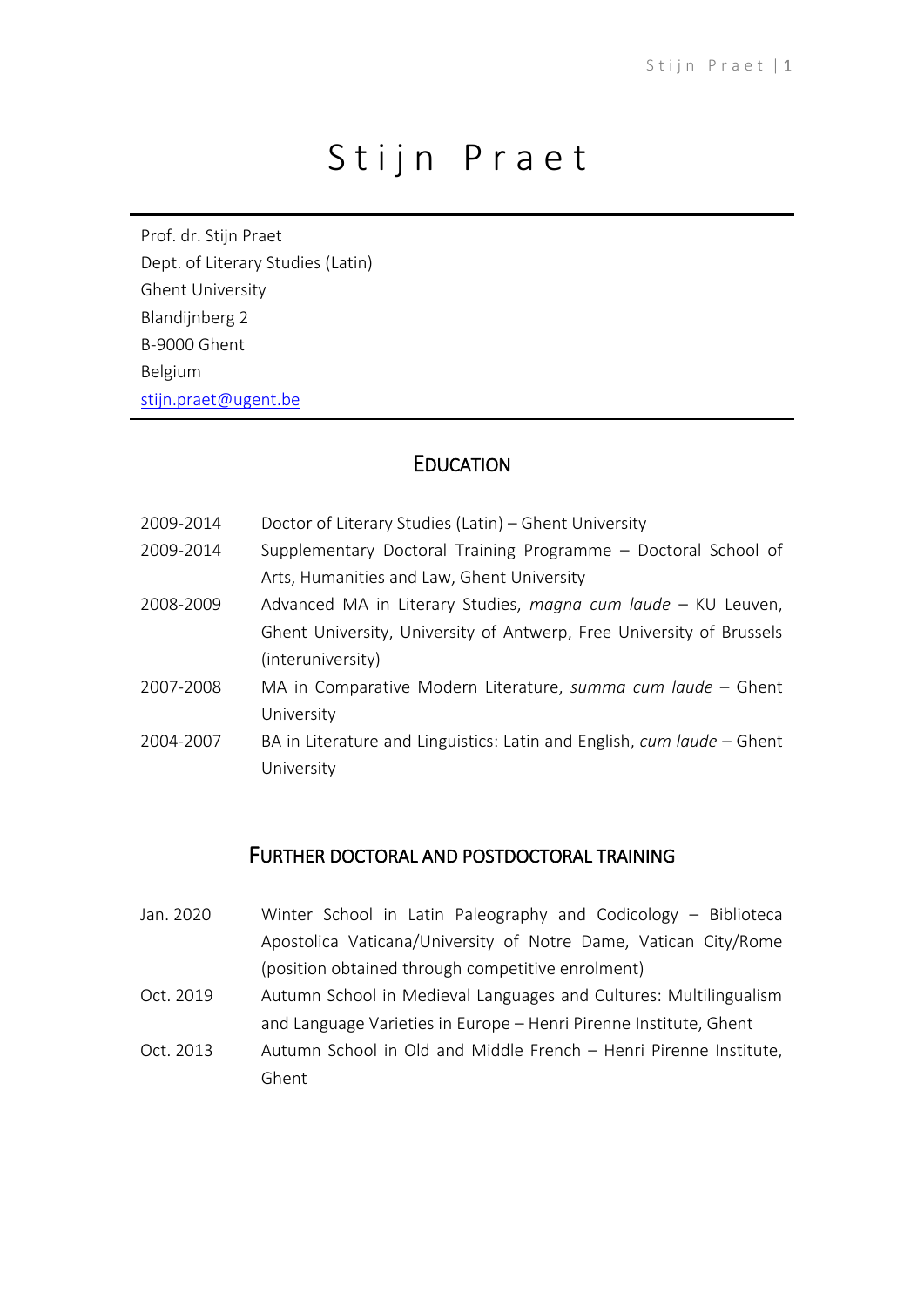# Stijn Praet

Prof. dr. Stijn Praet
Dept. of Literary Studies (Latin)
Ghent University
Blandijnberg 2
B-9000 Ghent
Belgium
stijn.praet@ugent.be

## Education

| | |
|---|---|
| 2009-2014 | Doctor of Literary Studies (Latin) – Ghent University |
| 2009-2014 | Supplementary Doctoral Training Programme – Doctoral School of Arts, Humanities and Law, Ghent University |
| 2008-2009 | Advanced MA in Literary Studies, *magna cum laude* – KU Leuven, Ghent University, University of Antwerp, Free University of Brussels (interuniversity) |
| 2007-2008 | MA in Comparative Modern Literature, *summa cum laude* – Ghent University |
| 2004-2007 | BA in Literature and Linguistics: Latin and English, *cum laude* – Ghent University |

## Further doctoral and postdoctoral training

| | |
|---|---|
| Jan. 2020 | Winter School in Latin Paleography and Codicology – Biblioteca Apostolica Vaticana/University of Notre Dame, Vatican City/Rome (position obtained through competitive enrolment) |
| Oct. 2019 | Autumn School in Medieval Languages and Cultures: Multilingualism and Language Varieties in Europe – Henri Pirenne Institute, Ghent |
| Oct. 2013 | Autumn School in Old and Middle French – Henri Pirenne Institute, Ghent |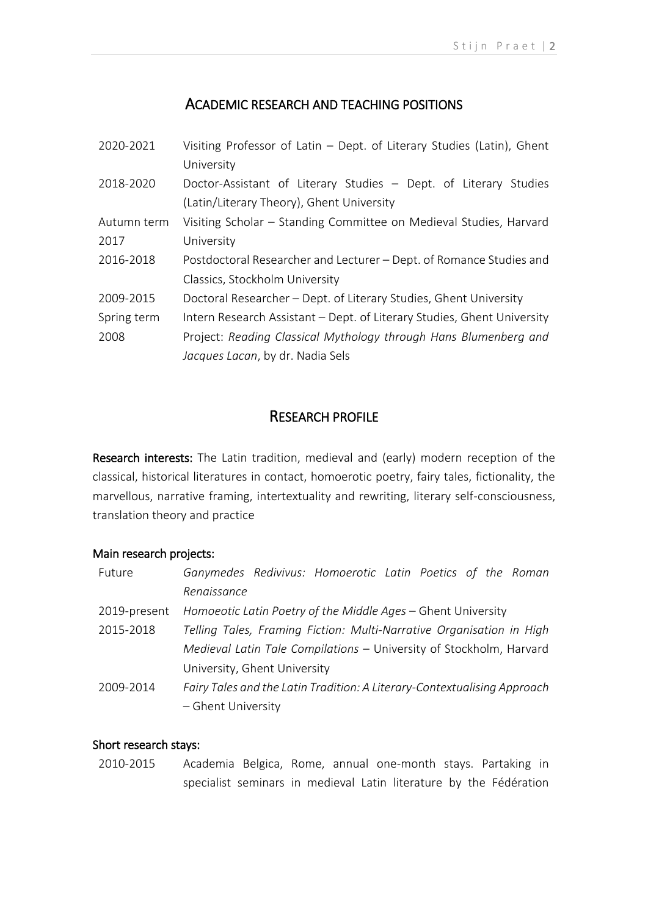## ACADEMIC RESEARCH AND TEACHING POSITIONS

| | |
|---|---|
| 2020-2021 | Visiting Professor of Latin – Dept. of Literary Studies (Latin), Ghent University |
| 2018-2020 | Doctor-Assistant of Literary Studies – Dept. of Literary Studies (Latin/Literary Theory), Ghent University |
| Autumn term 2017 | Visiting Scholar – Standing Committee on Medieval Studies, Harvard University |
| 2016-2018 | Postdoctoral Researcher and Lecturer – Dept. of Romance Studies and Classics, Stockholm University |
| 2009-2015 | Doctoral Researcher – Dept. of Literary Studies, Ghent University |
| Spring term 2008 | Intern Research Assistant – Dept. of Literary Studies, Ghent University Project: *Reading Classical Mythology through Hans Blumenberg and Jacques Lacan*, by dr. Nadia Sels |

## RESEARCH PROFILE

**Research interests:** The Latin tradition, medieval and (early) modern reception of the classical, historical literatures in contact, homoerotic poetry, fairy tales, fictionality, the marvellous, narrative framing, intertextuality and rewriting, literary self-consciousness, translation theory and practice

**Main research projects:**

| | |
|---|---|
| Future | *Ganymedes Redivivus: Homoerotic Latin Poetics of the Roman Renaissance* |
| 2019-present | *Homoeotic Latin Poetry of the Middle Ages* – Ghent University |
| 2015-2018 | *Telling Tales, Framing Fiction: Multi-Narrative Organisation in High Medieval Latin Tale Compilations* – University of Stockholm, Harvard University, Ghent University |
| 2009-2014 | *Fairy Tales and the Latin Tradition: A Literary-Contextualising Approach* – Ghent University |

**Short research stays:**

| | |
|---|---|
| 2010-2015 | Academia Belgica, Rome, annual one-month stays. Partaking in specialist seminars in medieval Latin literature by the Fédération |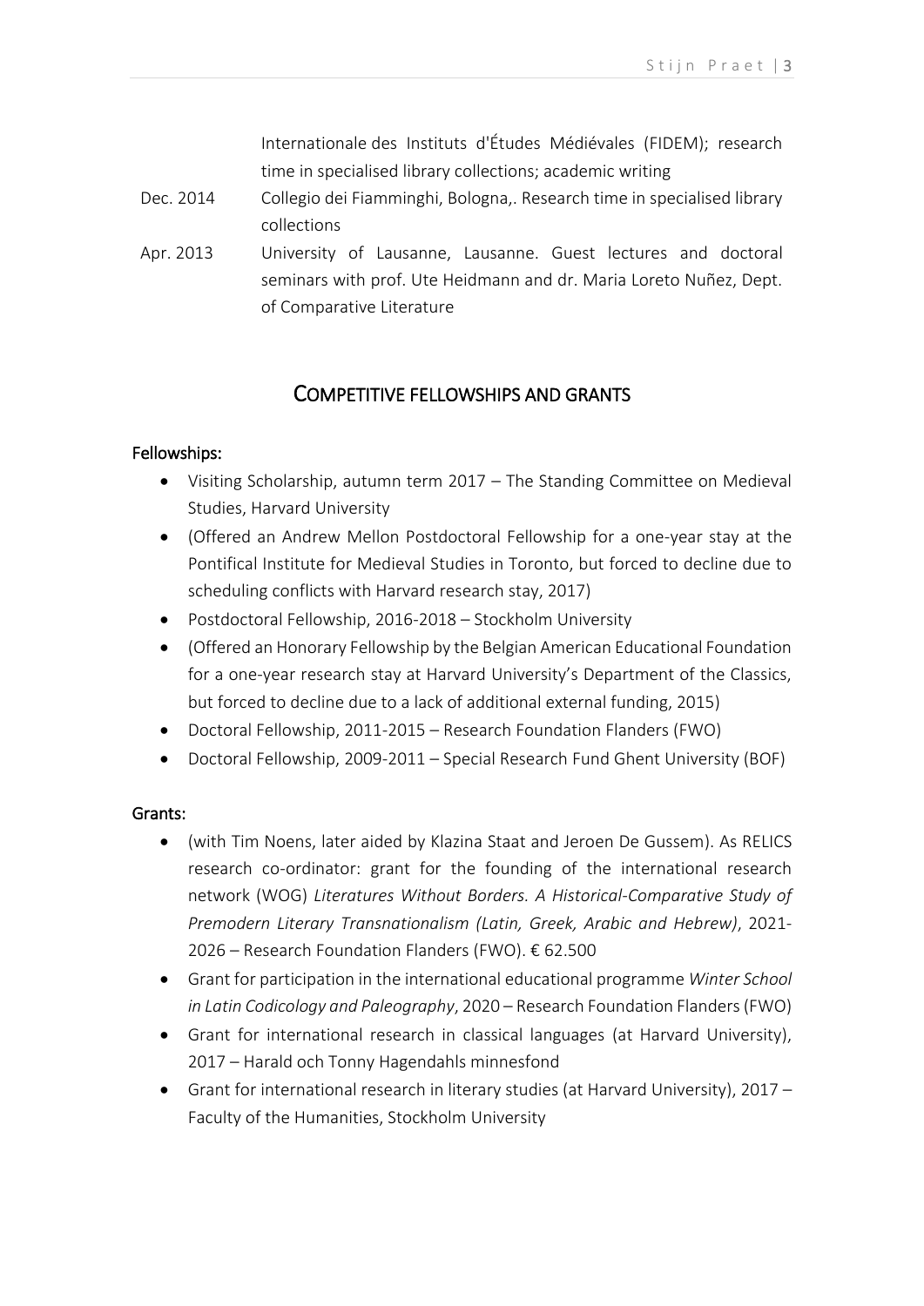Internationale des Instituts d'Études Médiévales (FIDEM); research time in specialised library collections; academic writing

Dec. 2014 Collegio dei Fiamminghi, Bologna,. Research time in specialised library collections

Apr. 2013 University of Lausanne, Lausanne. Guest lectures and doctoral seminars with prof. Ute Heidmann and dr. Maria Loreto Nuñez, Dept. of Comparative Literature

## COMPETITIVE FELLOWSHIPS AND GRANTS

### Fellowships:

- Visiting Scholarship, autumn term 2017 – The Standing Committee on Medieval Studies, Harvard University
- (Offered an Andrew Mellon Postdoctoral Fellowship for a one-year stay at the Pontifical Institute for Medieval Studies in Toronto, but forced to decline due to scheduling conflicts with Harvard research stay, 2017)
- Postdoctoral Fellowship, 2016-2018 – Stockholm University
- (Offered an Honorary Fellowship by the Belgian American Educational Foundation for a one-year research stay at Harvard University's Department of the Classics, but forced to decline due to a lack of additional external funding, 2015)
- Doctoral Fellowship, 2011-2015 – Research Foundation Flanders (FWO)
- Doctoral Fellowship, 2009-2011 – Special Research Fund Ghent University (BOF)

### Grants:

- (with Tim Noens, later aided by Klazina Staat and Jeroen De Gussem). As RELICS research co-ordinator: grant for the founding of the international research network (WOG) *Literatures Without Borders. A Historical-Comparative Study of Premodern Literary Transnationalism (Latin, Greek, Arabic and Hebrew)*, 2021-2026 – Research Foundation Flanders (FWO). € 62.500
- Grant for participation in the international educational programme *Winter School in Latin Codicology and Paleography*, 2020 – Research Foundation Flanders (FWO)
- Grant for international research in classical languages (at Harvard University), 2017 – Harald och Tonny Hagendahls minnesfond
- Grant for international research in literary studies (at Harvard University), 2017 – Faculty of the Humanities, Stockholm University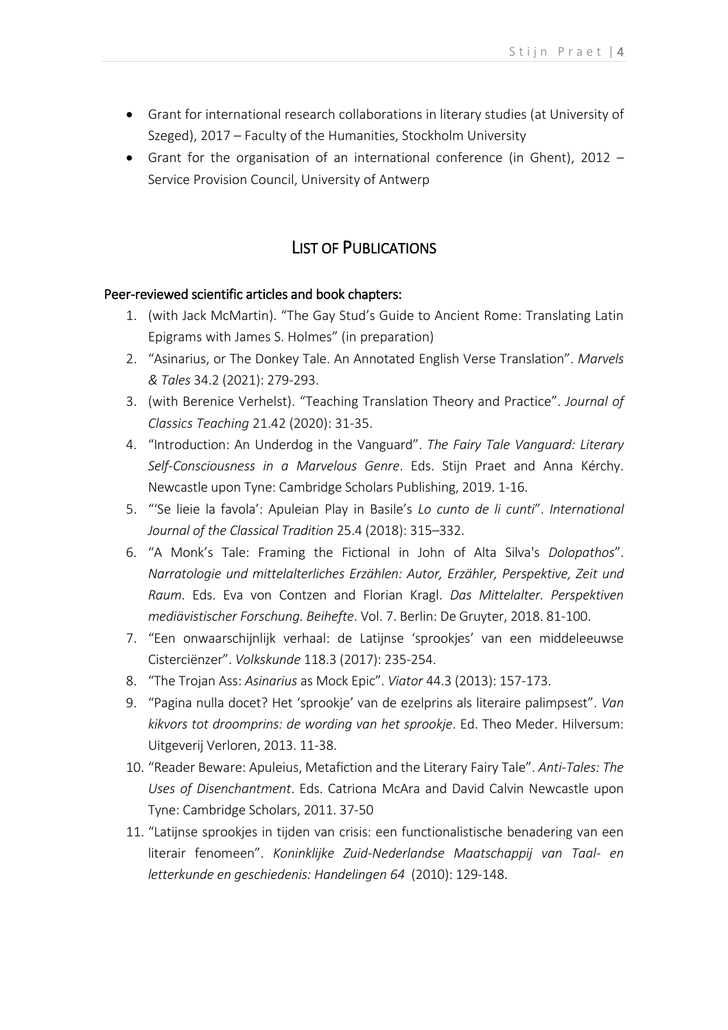- Grant for international research collaborations in literary studies (at University of Szeged), 2017 – Faculty of the Humanities, Stockholm University
- Grant for the organisation of an international conference (in Ghent), 2012 – Service Provision Council, University of Antwerp

## List of Publications

### Peer-reviewed scientific articles and book chapters:

1. (with Jack McMartin). "The Gay Stud's Guide to Ancient Rome: Translating Latin Epigrams with James S. Holmes" (in preparation)
2. "Asinarius, or The Donkey Tale. An Annotated English Verse Translation". *Marvels & Tales* 34.2 (2021): 279-293.
3. (with Berenice Verhelst). "Teaching Translation Theory and Practice". *Journal of Classics Teaching* 21.42 (2020): 31-35.
4. "Introduction: An Underdog in the Vanguard". *The Fairy Tale Vanguard: Literary Self-Consciousness in a Marvelous Genre*. Eds. Stijn Praet and Anna Kérchy. Newcastle upon Tyne: Cambridge Scholars Publishing, 2019. 1-16.
5. "'Se lieie la favola': Apuleian Play in Basile's *Lo cunto de li cunti*". *International Journal of the Classical Tradition* 25.4 (2018): 315–332.
6. "A Monk's Tale: Framing the Fictional in John of Alta Silva's *Dolopathos*". *Narratologie und mittelalterliches Erzählen: Autor, Erzähler, Perspektive, Zeit und Raum*. Eds. Eva von Contzen and Florian Kragl. *Das Mittelalter. Perspektiven mediävistischer Forschung. Beihefte*. Vol. 7. Berlin: De Gruyter, 2018. 81-100.
7. "Een onwaarschijnlijk verhaal: de Latijnse 'sprookjes' van een middeleeuwse Cisterciënzer". *Volkskunde* 118.3 (2017): 235-254.
8. "The Trojan Ass: *Asinarius* as Mock Epic". *Viator* 44.3 (2013): 157-173.
9. "Pagina nulla docet? Het 'sprookje' van de ezelprins als literaire palimpsest". *Van kikvors tot droomprins: de wording van het sprookje*. Ed. Theo Meder. Hilversum: Uitgeverij Verloren, 2013. 11-38.
10. "Reader Beware: Apuleius, Metafiction and the Literary Fairy Tale". *Anti-Tales: The Uses of Disenchantment*. Eds. Catriona McAra and David Calvin Newcastle upon Tyne: Cambridge Scholars, 2011. 37-50
11. "Latijnse sprookjes in tijden van crisis: een functionalistische benadering van een literair fenomeen". *Koninklijke Zuid-Nederlandse Maatschappij van Taal- en letterkunde en geschiedenis: Handelingen 64* (2010): 129-148.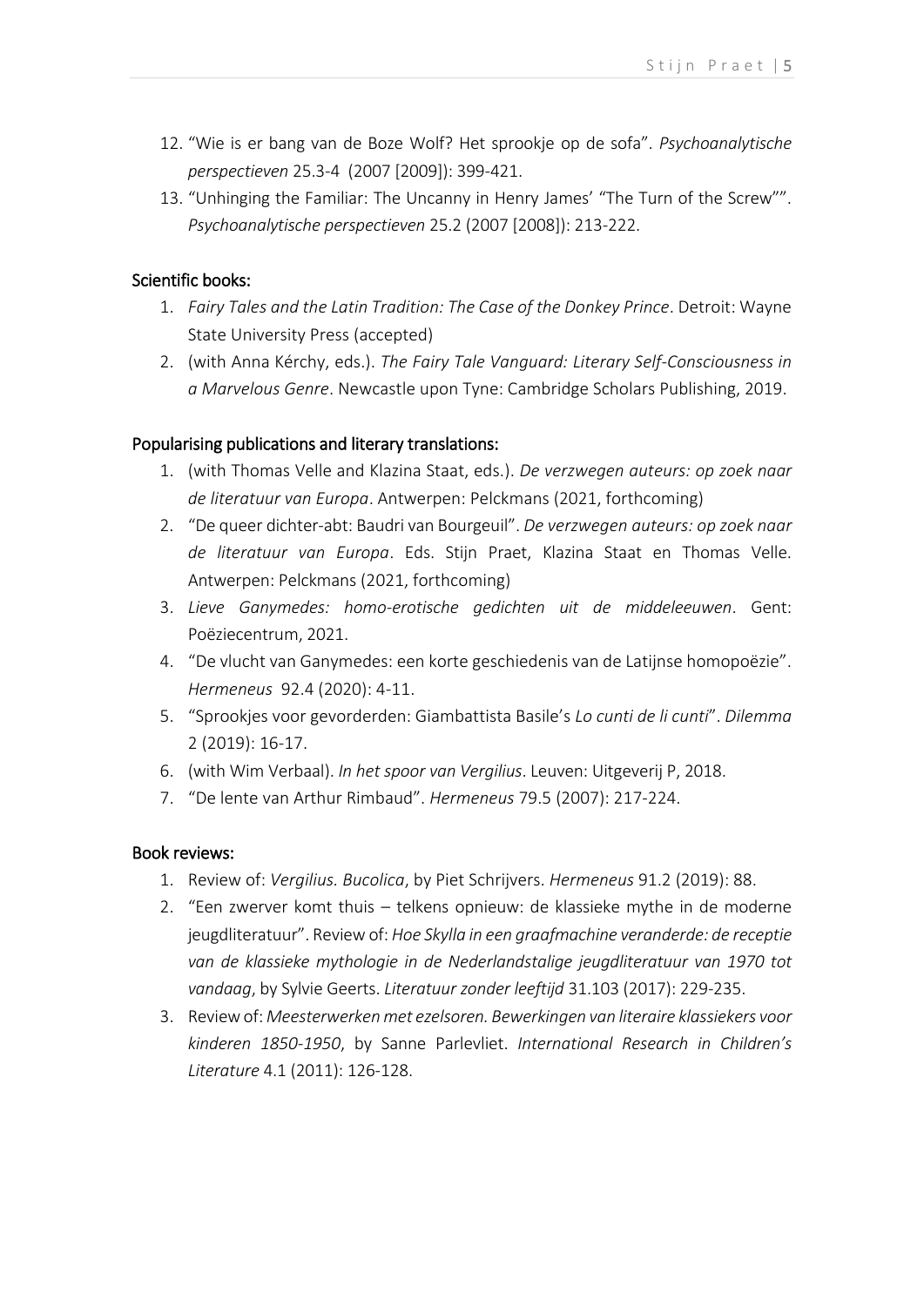12. "Wie is er bang van de Boze Wolf? Het sprookje op de sofa". *Psychoanalytische perspectieven* 25.3-4 (2007 [2009]): 399-421.
13. "Unhinging the Familiar: The Uncanny in Henry James' "The Turn of the Screw"". *Psychoanalytische perspectieven* 25.2 (2007 [2008]): 213-222.

## Scientific books:

1. *Fairy Tales and the Latin Tradition: The Case of the Donkey Prince*. Detroit: Wayne State University Press (accepted)
2. (with Anna Kérchy, eds.). *The Fairy Tale Vanguard: Literary Self-Consciousness in a Marvelous Genre*. Newcastle upon Tyne: Cambridge Scholars Publishing, 2019.

## Popularising publications and literary translations:

1. (with Thomas Velle and Klazina Staat, eds.). *De verzwegen auteurs: op zoek naar de literatuur van Europa*. Antwerpen: Pelckmans (2021, forthcoming)
2. "De queer dichter-abt: Baudri van Bourgeuil". *De verzwegen auteurs: op zoek naar de literatuur van Europa*. Eds. Stijn Praet, Klazina Staat en Thomas Velle. Antwerpen: Pelckmans (2021, forthcoming)
3. *Lieve Ganymedes: homo-erotische gedichten uit de middeleeuwen*. Gent: Poëziecentrum, 2021.
4. "De vlucht van Ganymedes: een korte geschiedenis van de Latijnse homopoëzie". *Hermeneus* 92.4 (2020): 4-11.
5. "Sprookjes voor gevorderden: Giambattista Basile's *Lo cunti de li cunti*". *Dilemma* 2 (2019): 16-17.
6. (with Wim Verbaal). *In het spoor van Vergilius*. Leuven: Uitgeverij P, 2018.
7. "De lente van Arthur Rimbaud". *Hermeneus* 79.5 (2007): 217-224.

## Book reviews:

1. Review of: *Vergilius. Bucolica*, by Piet Schrijvers. *Hermeneus* 91.2 (2019): 88.
2. "Een zwerver komt thuis – telkens opnieuw: de klassieke mythe in de moderne jeugdliteratuur". Review of: *Hoe Skylla in een graafmachine veranderde: de receptie van de klassieke mythologie in de Nederlandstalige jeugdliteratuur van 1970 tot vandaag*, by Sylvie Geerts. *Literatuur zonder leeftijd* 31.103 (2017): 229-235.
3. Review of: *Meesterwerken met ezelsoren. Bewerkingen van literaire klassiekers voor kinderen 1850-1950*, by Sanne Parlevliet. *International Research in Children's Literature* 4.1 (2011): 126-128.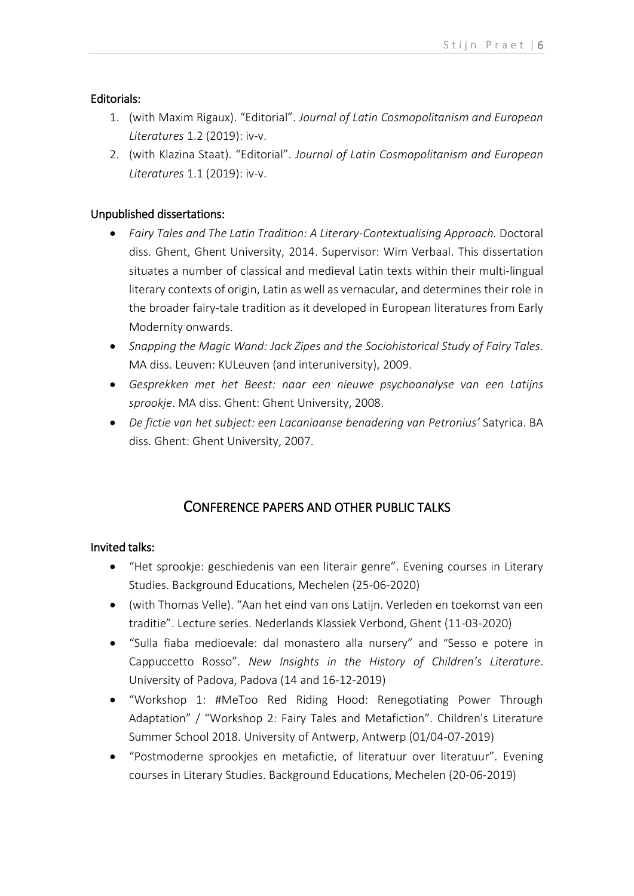### Editorials:

1. (with Maxim Rigaux). "Editorial". *Journal of Latin Cosmopolitanism and European Literatures* 1.2 (2019): iv-v.
2. (with Klazina Staat). "Editorial". *Journal of Latin Cosmopolitanism and European Literatures* 1.1 (2019): iv-v.

### Unpublished dissertations:

- *Fairy Tales and The Latin Tradition: A Literary-Contextualising Approach.* Doctoral diss. Ghent, Ghent University, 2014. Supervisor: Wim Verbaal. This dissertation situates a number of classical and medieval Latin texts within their multi-lingual literary contexts of origin, Latin as well as vernacular, and determines their role in the broader fairy-tale tradition as it developed in European literatures from Early Modernity onwards.
- *Snapping the Magic Wand: Jack Zipes and the Sociohistorical Study of Fairy Tales*. MA diss. Leuven: KULeuven (and interuniversity), 2009.
- *Gesprekken met het Beest: naar een nieuwe psychoanalyse van een Latijns sprookje*. MA diss. Ghent: Ghent University, 2008.
- *De fictie van het subject: een Lacaniaanse benadering van Petronius'* Satyrica. BA diss. Ghent: Ghent University, 2007.

## CONFERENCE PAPERS AND OTHER PUBLIC TALKS

### Invited talks:

- "Het sprookje: geschiedenis van een literair genre". Evening courses in Literary Studies. Background Educations, Mechelen (25-06-2020)
- (with Thomas Velle). "Aan het eind van ons Latijn. Verleden en toekomst van een traditie". Lecture series. Nederlands Klassiek Verbond, Ghent (11-03-2020)
- "Sulla fiaba medioevale: dal monastero alla nursery" and "Sesso e potere in Cappuccetto Rosso". *New Insights in the History of Children's Literature*. University of Padova, Padova (14 and 16-12-2019)
- "Workshop 1: #MeToo Red Riding Hood: Renegotiating Power Through Adaptation" / "Workshop 2: Fairy Tales and Metafiction". Children's Literature Summer School 2018. University of Antwerp, Antwerp (01/04-07-2019)
- "Postmoderne sprookjes en metafictie, of literatuur over literatuur". Evening courses in Literary Studies. Background Educations, Mechelen (20-06-2019)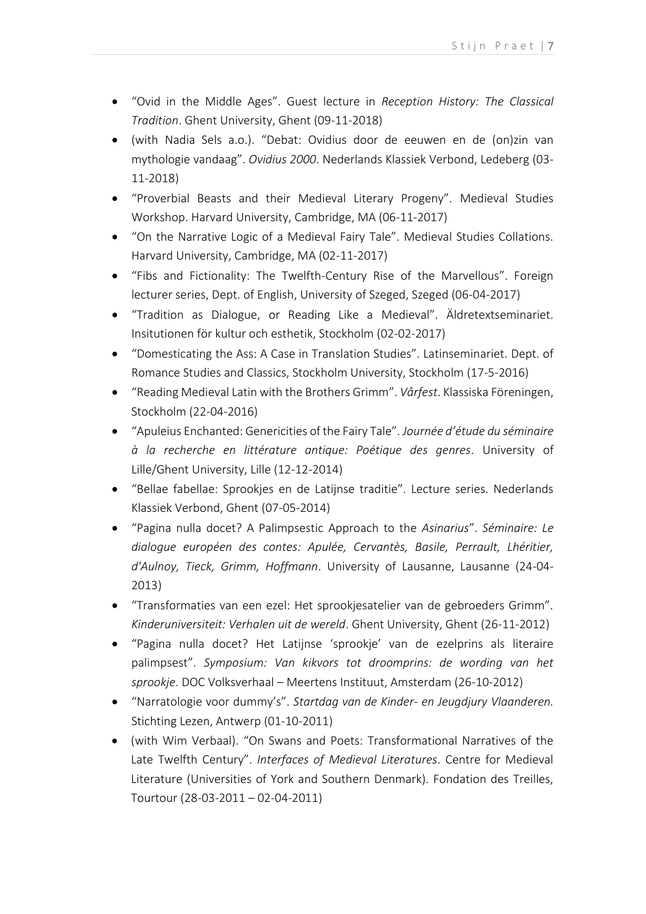- "Ovid in the Middle Ages". Guest lecture in *Reception History: The Classical Tradition*. Ghent University, Ghent (09-11-2018)
- (with Nadia Sels a.o.). "Debat: Ovidius door de eeuwen en de (on)zin van mythologie vandaag". *Ovidius 2000*. Nederlands Klassiek Verbond, Ledeberg (03-11-2018)
- "Proverbial Beasts and their Medieval Literary Progeny". Medieval Studies Workshop. Harvard University, Cambridge, MA (06-11-2017)
- "On the Narrative Logic of a Medieval Fairy Tale". Medieval Studies Collations. Harvard University, Cambridge, MA (02-11-2017)
- "Fibs and Fictionality: The Twelfth-Century Rise of the Marvellous". Foreign lecturer series, Dept. of English, University of Szeged, Szeged (06-04-2017)
- "Tradition as Dialogue, or Reading Like a Medieval". Äldretextseminariet. Insitutionen för kultur och esthetik, Stockholm (02-02-2017)
- "Domesticating the Ass: A Case in Translation Studies". Latinseminariet. Dept. of Romance Studies and Classics, Stockholm University, Stockholm (17-5-2016)
- "Reading Medieval Latin with the Brothers Grimm". *Vårfest*. Klassiska Föreningen, Stockholm (22-04-2016)
- "Apuleius Enchanted: Genericities of the Fairy Tale". *Journée d'étude du séminaire à la recherche en littérature antique: Poétique des genres*. University of Lille/Ghent University, Lille (12-12-2014)
- "Bellae fabellae: Sprookjes en de Latijnse traditie". Lecture series. Nederlands Klassiek Verbond, Ghent (07-05-2014)
- "Pagina nulla docet? A Palimpsestic Approach to the *Asinarius*". *Séminaire: Le dialogue européen des contes: Apulée, Cervantès, Basile, Perrault, Lhéritier, d'Aulnoy, Tieck, Grimm, Hoffmann*. University of Lausanne, Lausanne (24-04-2013)
- "Transformaties van een ezel: Het sprookjesatelier van de gebroeders Grimm". *Kinderuniversiteit: Verhalen uit de wereld*. Ghent University, Ghent (26-11-2012)
- "Pagina nulla docet? Het Latijnse 'sprookje' van de ezelprins als literaire palimpsest". *Symposium: Van kikvors tot droomprins: de wording van het sprookje*. DOC Volksverhaal – Meertens Instituut, Amsterdam (26-10-2012)
- "Narratologie voor dummy's". *Startdag van de Kinder- en Jeugdjury Vlaanderen.* Stichting Lezen, Antwerp (01-10-2011)
- (with Wim Verbaal). "On Swans and Poets: Transformational Narratives of the Late Twelfth Century". *Interfaces of Medieval Literatures*. Centre for Medieval Literature (Universities of York and Southern Denmark). Fondation des Treilles, Tourtour (28-03-2011 – 02-04-2011)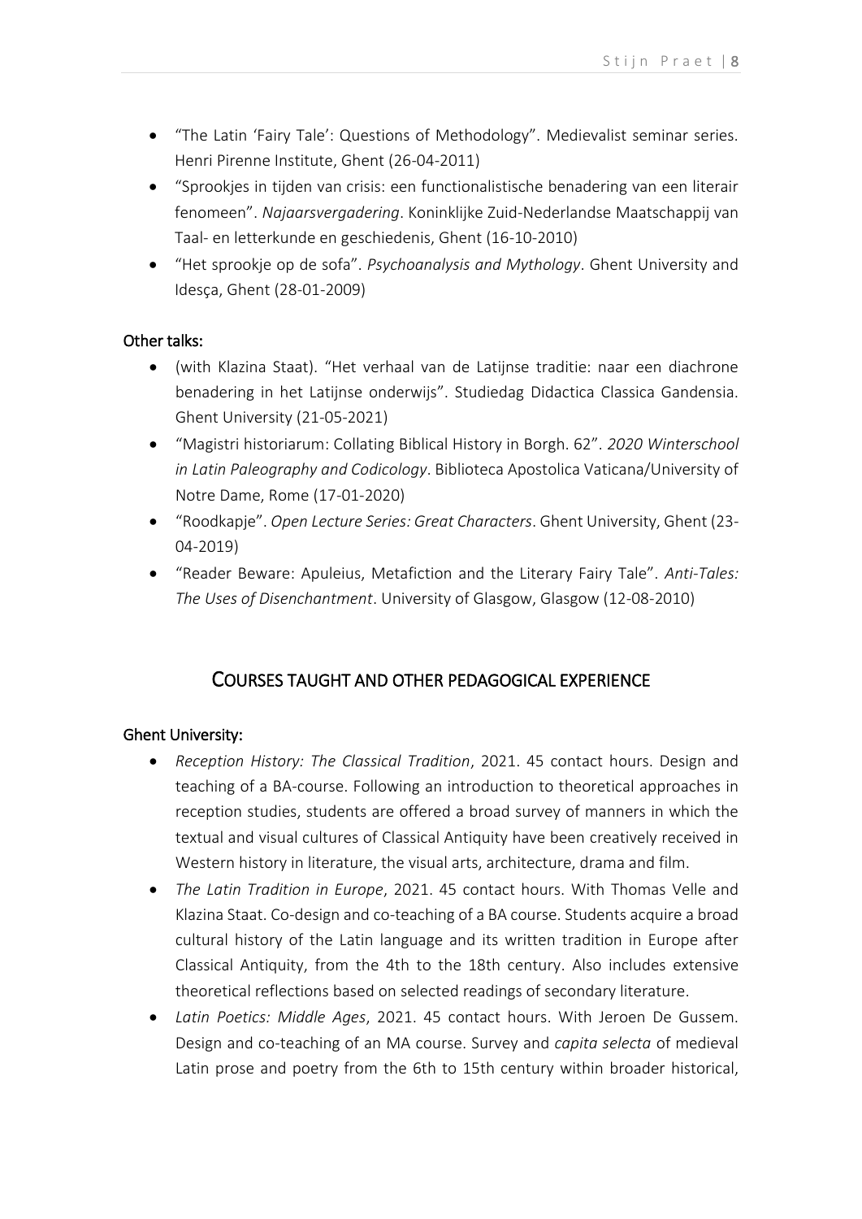- "The Latin 'Fairy Tale': Questions of Methodology". Medievalist seminar series. Henri Pirenne Institute, Ghent (26-04-2011)
- "Sprookjes in tijden van crisis: een functionalistische benadering van een literair fenomeen". *Najaarsvergadering*. Koninklijke Zuid-Nederlandse Maatschappij van Taal- en letterkunde en geschiedenis, Ghent (16-10-2010)
- "Het sprookje op de sofa". *Psychoanalysis and Mythology*. Ghent University and Idesça, Ghent (28-01-2009)

### Other talks:

- (with Klazina Staat). "Het verhaal van de Latijnse traditie: naar een diachrone benadering in het Latijnse onderwijs". Studiedag Didactica Classica Gandensia. Ghent University (21-05-2021)
- "Magistri historiarum: Collating Biblical History in Borgh. 62". *2020 Winterschool in Latin Paleography and Codicology*. Biblioteca Apostolica Vaticana/University of Notre Dame, Rome (17-01-2020)
- "Roodkapje". *Open Lecture Series: Great Characters*. Ghent University, Ghent (23-04-2019)
- "Reader Beware: Apuleius, Metafiction and the Literary Fairy Tale". *Anti-Tales: The Uses of Disenchantment*. University of Glasgow, Glasgow (12-08-2010)

## COURSES TAUGHT AND OTHER PEDAGOGICAL EXPERIENCE

### Ghent University:

- *Reception History: The Classical Tradition*, 2021. 45 contact hours. Design and teaching of a BA-course. Following an introduction to theoretical approaches in reception studies, students are offered a broad survey of manners in which the textual and visual cultures of Classical Antiquity have been creatively received in Western history in literature, the visual arts, architecture, drama and film.
- *The Latin Tradition in Europe*, 2021. 45 contact hours. With Thomas Velle and Klazina Staat. Co-design and co-teaching of a BA course. Students acquire a broad cultural history of the Latin language and its written tradition in Europe after Classical Antiquity, from the 4th to the 18th century. Also includes extensive theoretical reflections based on selected readings of secondary literature.
- *Latin Poetics: Middle Ages*, 2021. 45 contact hours. With Jeroen De Gussem. Design and co-teaching of an MA course. Survey and *capita selecta* of medieval Latin prose and poetry from the 6th to 15th century within broader historical,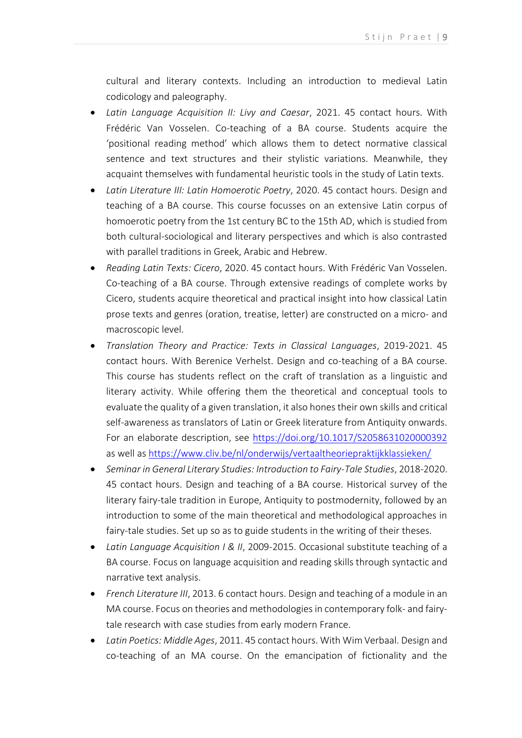cultural and literary contexts. Including an introduction to medieval Latin codicology and paleography.

- *Latin Language Acquisition II: Livy and Caesar*, 2021. 45 contact hours. With Frédéric Van Vosselen. Co-teaching of a BA course. Students acquire the 'positional reading method' which allows them to detect normative classical sentence and text structures and their stylistic variations. Meanwhile, they acquaint themselves with fundamental heuristic tools in the study of Latin texts.
- *Latin Literature III: Latin Homoerotic Poetry*, 2020. 45 contact hours. Design and teaching of a BA course. This course focusses on an extensive Latin corpus of homoerotic poetry from the 1st century BC to the 15th AD, which is studied from both cultural-sociological and literary perspectives and which is also contrasted with parallel traditions in Greek, Arabic and Hebrew.
- *Reading Latin Texts: Cicero*, 2020. 45 contact hours. With Frédéric Van Vosselen. Co-teaching of a BA course. Through extensive readings of complete works by Cicero, students acquire theoretical and practical insight into how classical Latin prose texts and genres (oration, treatise, letter) are constructed on a micro- and macroscopic level.
- *Translation Theory and Practice: Texts in Classical Languages*, 2019-2021. 45 contact hours. With Berenice Verhelst. Design and co-teaching of a BA course. This course has students reflect on the craft of translation as a linguistic and literary activity. While offering them the theoretical and conceptual tools to evaluate the quality of a given translation, it also hones their own skills and critical self-awareness as translators of Latin or Greek literature from Antiquity onwards. For an elaborate description, see https://doi.org/10.1017/S2058631020000392 as well as https://www.cliv.be/nl/onderwijs/vertaaltheoriepraktijkklassieken/
- *Seminar in General Literary Studies: Introduction to Fairy-Tale Studies*, 2018-2020. 45 contact hours. Design and teaching of a BA course. Historical survey of the literary fairy-tale tradition in Europe, Antiquity to postmodernity, followed by an introduction to some of the main theoretical and methodological approaches in fairy-tale studies. Set up so as to guide students in the writing of their theses.
- *Latin Language Acquisition I & II*, 2009-2015. Occasional substitute teaching of a BA course. Focus on language acquisition and reading skills through syntactic and narrative text analysis.
- *French Literature III*, 2013. 6 contact hours. Design and teaching of a module in an MA course. Focus on theories and methodologies in contemporary folk- and fairy-tale research with case studies from early modern France.
- *Latin Poetics: Middle Ages*, 2011. 45 contact hours. With Wim Verbaal. Design and co-teaching of an MA course. On the emancipation of fictionality and the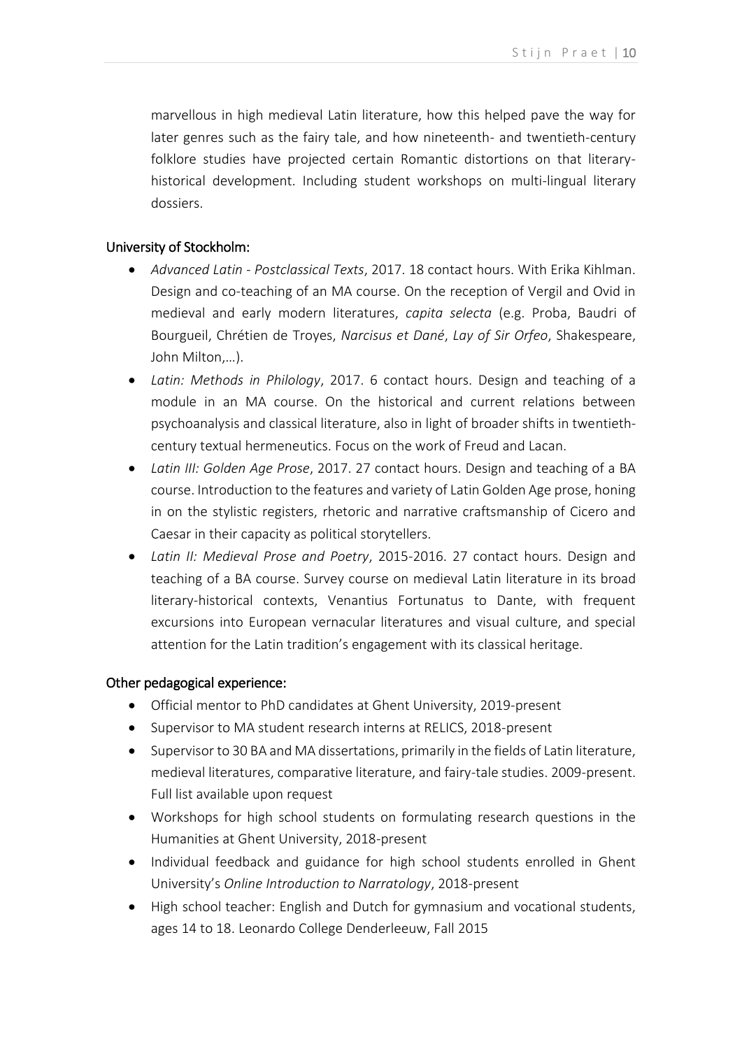marvellous in high medieval Latin literature, how this helped pave the way for later genres such as the fairy tale, and how nineteenth- and twentieth-century folklore studies have projected certain Romantic distortions on that literary-historical development. Including student workshops on multi-lingual literary dossiers.

University of Stockholm:

- *Advanced Latin - Postclassical Texts*, 2017. 18 contact hours. With Erika Kihlman. Design and co-teaching of an MA course. On the reception of Vergil and Ovid in medieval and early modern literatures, *capita selecta* (e.g. Proba, Baudri of Bourgueil, Chrétien de Troyes, *Narcisus et Dané*, *Lay of Sir Orfeo*, Shakespeare, John Milton,…).
- *Latin: Methods in Philology*, 2017. 6 contact hours. Design and teaching of a module in an MA course. On the historical and current relations between psychoanalysis and classical literature, also in light of broader shifts in twentieth-century textual hermeneutics. Focus on the work of Freud and Lacan.
- *Latin III: Golden Age Prose*, 2017. 27 contact hours. Design and teaching of a BA course. Introduction to the features and variety of Latin Golden Age prose, honing in on the stylistic registers, rhetoric and narrative craftsmanship of Cicero and Caesar in their capacity as political storytellers.
- *Latin II: Medieval Prose and Poetry*, 2015-2016. 27 contact hours. Design and teaching of a BA course. Survey course on medieval Latin literature in its broad literary-historical contexts, Venantius Fortunatus to Dante, with frequent excursions into European vernacular literatures and visual culture, and special attention for the Latin tradition's engagement with its classical heritage.

Other pedagogical experience:

- Official mentor to PhD candidates at Ghent University, 2019-present
- Supervisor to MA student research interns at RELICS, 2018-present
- Supervisor to 30 BA and MA dissertations, primarily in the fields of Latin literature, medieval literatures, comparative literature, and fairy-tale studies. 2009-present. Full list available upon request
- Workshops for high school students on formulating research questions in the Humanities at Ghent University, 2018-present
- Individual feedback and guidance for high school students enrolled in Ghent University's *Online Introduction to Narratology*, 2018-present
- High school teacher: English and Dutch for gymnasium and vocational students, ages 14 to 18. Leonardo College Denderleeuw, Fall 2015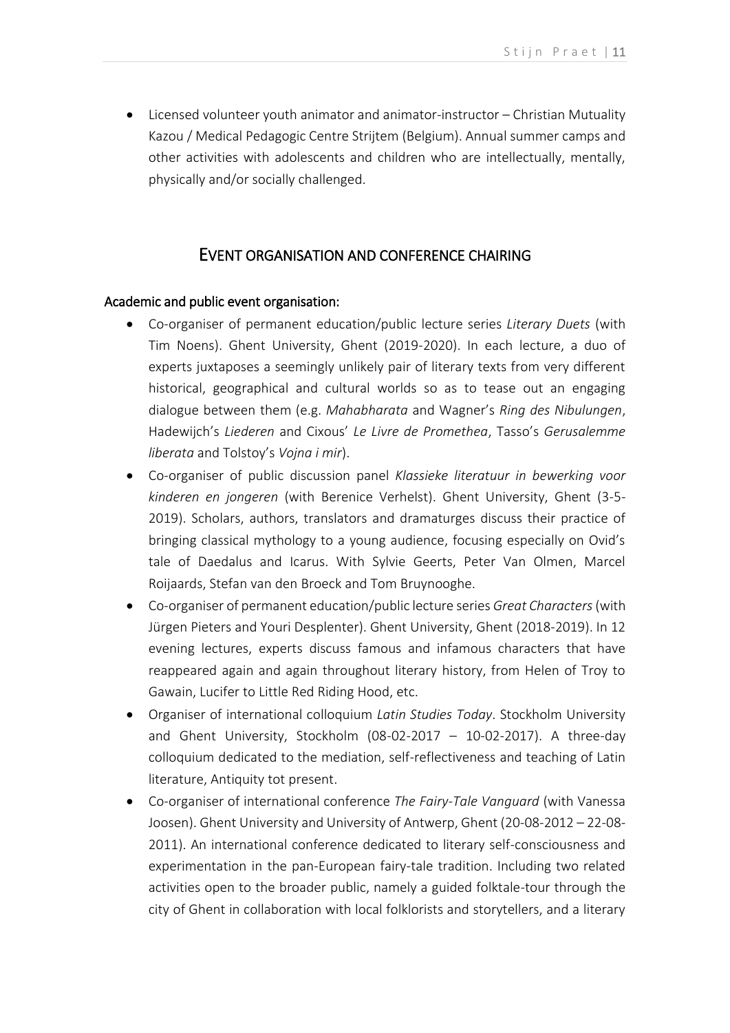- Licensed volunteer youth animator and animator-instructor – Christian Mutuality Kazou / Medical Pedagogic Centre Strijtem (Belgium). Annual summer camps and other activities with adolescents and children who are intellectually, mentally, physically and/or socially challenged.

## EVENT ORGANISATION AND CONFERENCE CHAIRING

### Academic and public event organisation:

- Co-organiser of permanent education/public lecture series *Literary Duets* (with Tim Noens). Ghent University, Ghent (2019-2020). In each lecture, a duo of experts juxtaposes a seemingly unlikely pair of literary texts from very different historical, geographical and cultural worlds so as to tease out an engaging dialogue between them (e.g. *Mahabharata* and Wagner's *Ring des Nibulungen*, Hadewijch's *Liederen* and Cixous' *Le Livre de Promethea*, Tasso's *Gerusalemme liberata* and Tolstoy's *Vojna i mir*).
- Co-organiser of public discussion panel *Klassieke literatuur in bewerking voor kinderen en jongeren* (with Berenice Verhelst). Ghent University, Ghent (3-5-2019). Scholars, authors, translators and dramaturges discuss their practice of bringing classical mythology to a young audience, focusing especially on Ovid's tale of Daedalus and Icarus. With Sylvie Geerts, Peter Van Olmen, Marcel Roijaards, Stefan van den Broeck and Tom Bruynooghe.
- Co-organiser of permanent education/public lecture series *Great Characters* (with Jürgen Pieters and Youri Desplenter). Ghent University, Ghent (2018-2019). In 12 evening lectures, experts discuss famous and infamous characters that have reappeared again and again throughout literary history, from Helen of Troy to Gawain, Lucifer to Little Red Riding Hood, etc.
- Organiser of international colloquium *Latin Studies Today*. Stockholm University and Ghent University, Stockholm (08-02-2017 – 10-02-2017). A three-day colloquium dedicated to the mediation, self-reflectiveness and teaching of Latin literature, Antiquity tot present.
- Co-organiser of international conference *The Fairy-Tale Vanguard* (with Vanessa Joosen). Ghent University and University of Antwerp, Ghent (20-08-2012 – 22-08-2011). An international conference dedicated to literary self-consciousness and experimentation in the pan-European fairy-tale tradition. Including two related activities open to the broader public, namely a guided folktale-tour through the city of Ghent in collaboration with local folklorists and storytellers, and a literary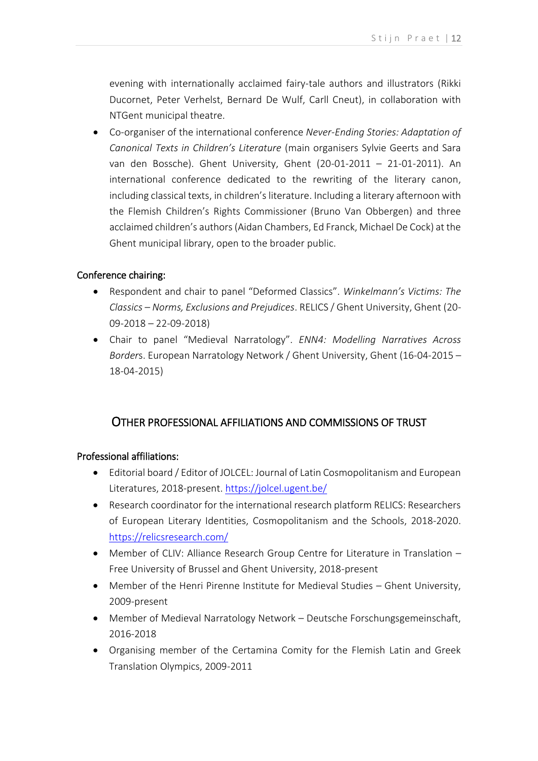evening with internationally acclaimed fairy-tale authors and illustrators (Rikki Ducornet, Peter Verhelst, Bernard De Wulf, Carll Cneut), in collaboration with NTGent municipal theatre.

- Co-organiser of the international conference *Never-Ending Stories: Adaptation of Canonical Texts in Children's Literature* (main organisers Sylvie Geerts and Sara van den Bossche). Ghent University, Ghent (20-01-2011 – 21-01-2011). An international conference dedicated to the rewriting of the literary canon, including classical texts, in children's literature. Including a literary afternoon with the Flemish Children's Rights Commissioner (Bruno Van Obbergen) and three acclaimed children's authors (Aidan Chambers, Ed Franck, Michael De Cock) at the Ghent municipal library, open to the broader public.

### Conference chairing:

- Respondent and chair to panel "Deformed Classics". *Winkelmann's Victims: The Classics – Norms, Exclusions and Prejudices*. RELICS / Ghent University, Ghent (20-09-2018 – 22-09-2018)
- Chair to panel "Medieval Narratology". *ENN4: Modelling Narratives Across Borders*. European Narratology Network / Ghent University, Ghent (16-04-2015 – 18-04-2015)

## OTHER PROFESSIONAL AFFILIATIONS AND COMMISSIONS OF TRUST

### Professional affiliations:

- Editorial board / Editor of JOLCEL: Journal of Latin Cosmopolitanism and European Literatures, 2018-present. https://jolcel.ugent.be/
- Research coordinator for the international research platform RELICS: Researchers of European Literary Identities, Cosmopolitanism and the Schools, 2018-2020. https://relicsresearch.com/
- Member of CLIV: Alliance Research Group Centre for Literature in Translation – Free University of Brussel and Ghent University, 2018-present
- Member of the Henri Pirenne Institute for Medieval Studies – Ghent University, 2009-present
- Member of Medieval Narratology Network – Deutsche Forschungsgemeinschaft, 2016-2018
- Organising member of the Certamina Comity for the Flemish Latin and Greek Translation Olympics, 2009-2011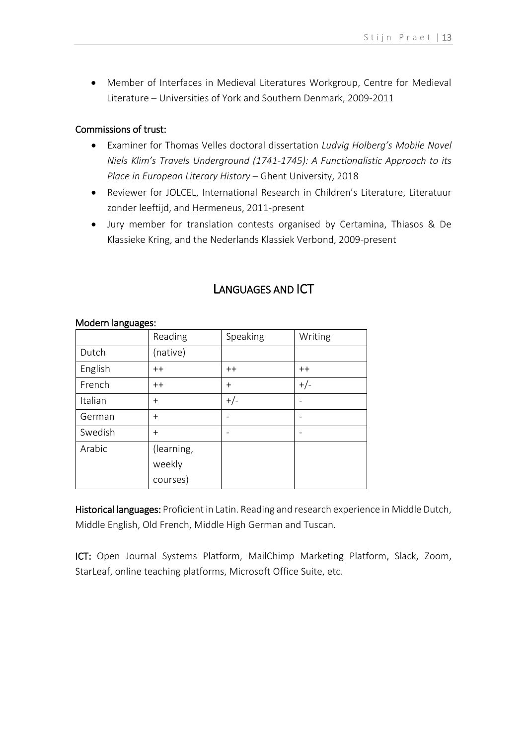- Member of Interfaces in Medieval Literatures Workgroup, Centre for Medieval Literature – Universities of York and Southern Denmark, 2009-2011

**Commissions of trust:**

- Examiner for Thomas Velles doctoral dissertation *Ludvig Holberg's Mobile Novel Niels Klim's Travels Underground (1741-1745): A Functionalistic Approach to its Place in European Literary History* – Ghent University, 2018
- Reviewer for JOLCEL, International Research in Children's Literature, Literatuur zonder leeftijd, and Hermeneus, 2011-present
- Jury member for translation contests organised by Certamina, Thiasos & De Klassieke Kring, and the Nederlands Klassiek Verbond, 2009-present

## LANGUAGES AND ICT

**Modern languages:**

| | Reading | Speaking | Writing |
|---|---|---|---|
| Dutch | (native) | | |
| English | ++ | ++ | ++ |
| French | ++ | + | +/- |
| Italian | + | +/- | - |
| German | + | - | - |
| Swedish | + | - | - |
| Arabic | (learning, weekly courses) | | |

**Historical languages:** Proficient in Latin. Reading and research experience in Middle Dutch, Middle English, Old French, Middle High German and Tuscan.

**ICT:** Open Journal Systems Platform, MailChimp Marketing Platform, Slack, Zoom, StarLeaf, online teaching platforms, Microsoft Office Suite, etc.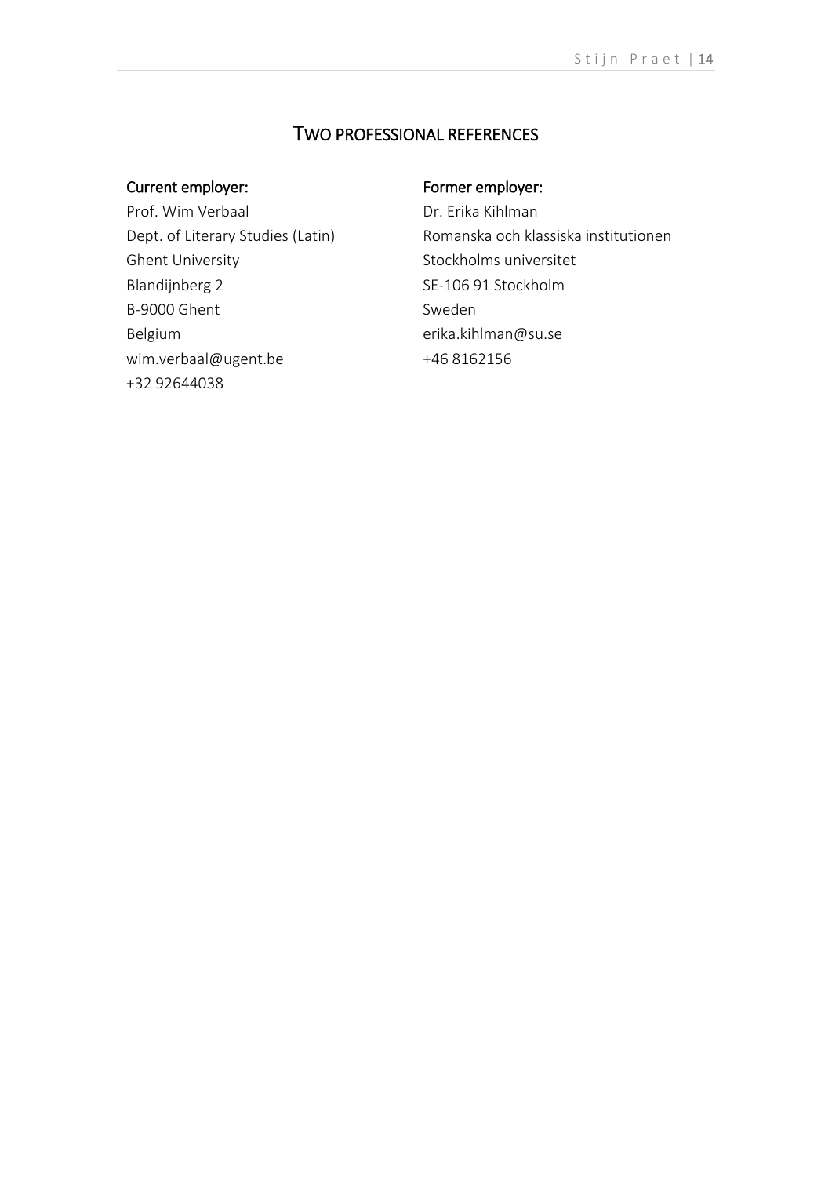## TWO PROFESSIONAL REFERENCES

**Current employer:**

Prof. Wim Verbaal
Dept. of Literary Studies (Latin)
Ghent University
Blandijnberg 2
B-9000 Ghent
Belgium
wim.verbaal@ugent.be
+32 92644038

**Former employer:**

Dr. Erika Kihlman
Romanska och klassiska institutionen
Stockholms universitet
SE-106 91 Stockholm
Sweden
erika.kihlman@su.se
+46 8162156